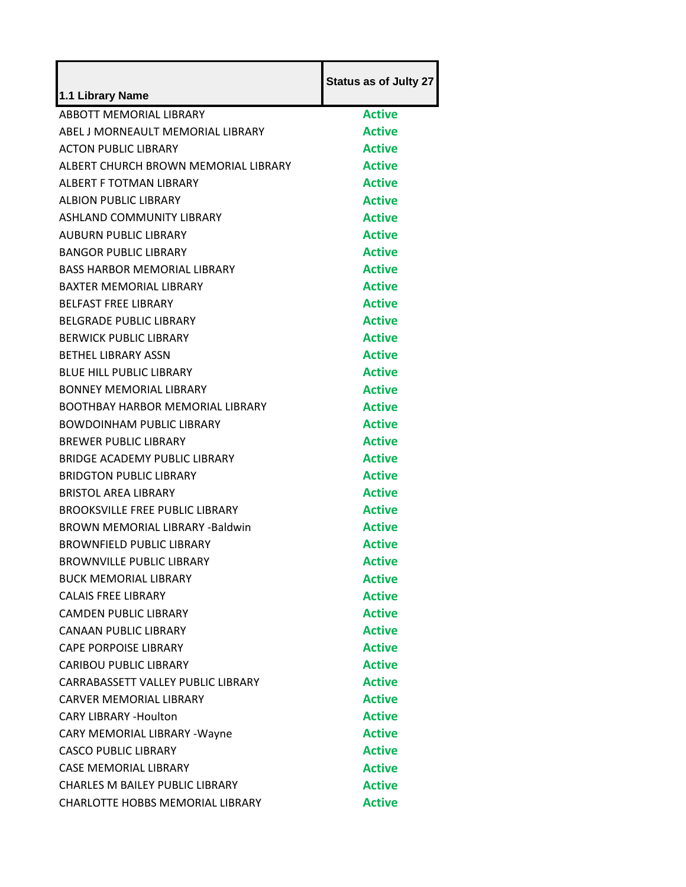| 1.1 Library Name | Status as of Julty 27 |
|---|---|
| ABBOTT MEMORIAL LIBRARY | Active |
| ABEL J MORNEAULT MEMORIAL LIBRARY | Active |
| ACTON PUBLIC LIBRARY | Active |
| ALBERT CHURCH BROWN MEMORIAL LIBRARY | Active |
| ALBERT F TOTMAN LIBRARY | Active |
| ALBION PUBLIC LIBRARY | Active |
| ASHLAND COMMUNITY LIBRARY | Active |
| AUBURN PUBLIC LIBRARY | Active |
| BANGOR PUBLIC LIBRARY | Active |
| BASS HARBOR MEMORIAL LIBRARY | Active |
| BAXTER MEMORIAL LIBRARY | Active |
| BELFAST FREE LIBRARY | Active |
| BELGRADE PUBLIC LIBRARY | Active |
| BERWICK PUBLIC LIBRARY | Active |
| BETHEL LIBRARY ASSN | Active |
| BLUE HILL PUBLIC LIBRARY | Active |
| BONNEY MEMORIAL LIBRARY | Active |
| BOOTHBAY HARBOR MEMORIAL LIBRARY | Active |
| BOWDOINHAM PUBLIC LIBRARY | Active |
| BREWER PUBLIC LIBRARY | Active |
| BRIDGE ACADEMY PUBLIC LIBRARY | Active |
| BRIDGTON PUBLIC LIBRARY | Active |
| BRISTOL AREA LIBRARY | Active |
| BROOKSVILLE FREE PUBLIC LIBRARY | Active |
| BROWN MEMORIAL LIBRARY -Baldwin | Active |
| BROWNFIELD PUBLIC LIBRARY | Active |
| BROWNVILLE PUBLIC LIBRARY | Active |
| BUCK MEMORIAL LIBRARY | Active |
| CALAIS FREE LIBRARY | Active |
| CAMDEN PUBLIC LIBRARY | Active |
| CANAAN PUBLIC LIBRARY | Active |
| CAPE PORPOISE LIBRARY | Active |
| CARIBOU PUBLIC LIBRARY | Active |
| CARRABASSETT VALLEY PUBLIC LIBRARY | Active |
| CARVER MEMORIAL LIBRARY | Active |
| CARY LIBRARY -Houlton | Active |
| CARY MEMORIAL LIBRARY -Wayne | Active |
| CASCO PUBLIC LIBRARY | Active |
| CASE MEMORIAL LIBRARY | Active |
| CHARLES M BAILEY PUBLIC LIBRARY | Active |
| CHARLOTTE HOBBS MEMORIAL LIBRARY | Active |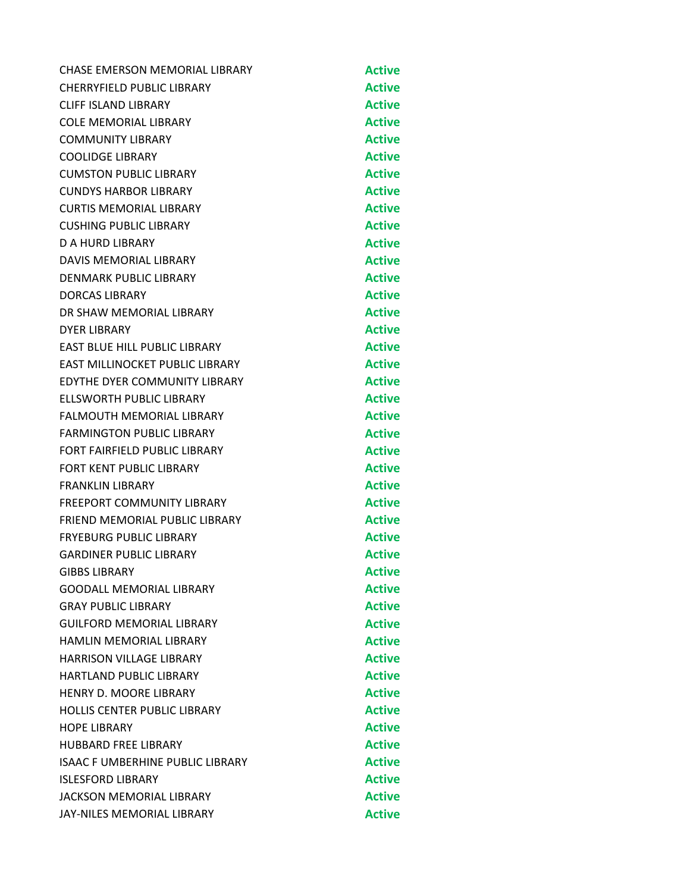| | |
|---|---|
| CHASE EMERSON MEMORIAL LIBRARY | **Active** |
| CHERRYFIELD PUBLIC LIBRARY | **Active** |
| CLIFF ISLAND LIBRARY | **Active** |
| COLE MEMORIAL LIBRARY | **Active** |
| COMMUNITY LIBRARY | **Active** |
| COOLIDGE LIBRARY | **Active** |
| CUMSTON PUBLIC LIBRARY | **Active** |
| CUNDYS HARBOR LIBRARY | **Active** |
| CURTIS MEMORIAL LIBRARY | **Active** |
| CUSHING PUBLIC LIBRARY | **Active** |
| D A HURD LIBRARY | **Active** |
| DAVIS MEMORIAL LIBRARY | **Active** |
| DENMARK PUBLIC LIBRARY | **Active** |
| DORCAS LIBRARY | **Active** |
| DR SHAW MEMORIAL LIBRARY | **Active** |
| DYER LIBRARY | **Active** |
| EAST BLUE HILL PUBLIC LIBRARY | **Active** |
| EAST MILLINOCKET PUBLIC LIBRARY | **Active** |
| EDYTHE DYER COMMUNITY LIBRARY | **Active** |
| ELLSWORTH PUBLIC LIBRARY | **Active** |
| FALMOUTH MEMORIAL LIBRARY | **Active** |
| FARMINGTON PUBLIC LIBRARY | **Active** |
| FORT FAIRFIELD PUBLIC LIBRARY | **Active** |
| FORT KENT PUBLIC LIBRARY | **Active** |
| FRANKLIN LIBRARY | **Active** |
| FREEPORT COMMUNITY LIBRARY | **Active** |
| FRIEND MEMORIAL PUBLIC LIBRARY | **Active** |
| FRYEBURG PUBLIC LIBRARY | **Active** |
| GARDINER PUBLIC LIBRARY | **Active** |
| GIBBS LIBRARY | **Active** |
| GOODALL MEMORIAL LIBRARY | **Active** |
| GRAY PUBLIC LIBRARY | **Active** |
| GUILFORD MEMORIAL LIBRARY | **Active** |
| HAMLIN MEMORIAL LIBRARY | **Active** |
| HARRISON VILLAGE LIBRARY | **Active** |
| HARTLAND PUBLIC LIBRARY | **Active** |
| HENRY D. MOORE LIBRARY | **Active** |
| HOLLIS CENTER PUBLIC LIBRARY | **Active** |
| HOPE LIBRARY | **Active** |
| HUBBARD FREE LIBRARY | **Active** |
| ISAAC F UMBERHINE PUBLIC LIBRARY | **Active** |
| ISLESFORD LIBRARY | **Active** |
| JACKSON MEMORIAL LIBRARY | **Active** |
| JAY-NILES MEMORIAL LIBRARY | **Active** |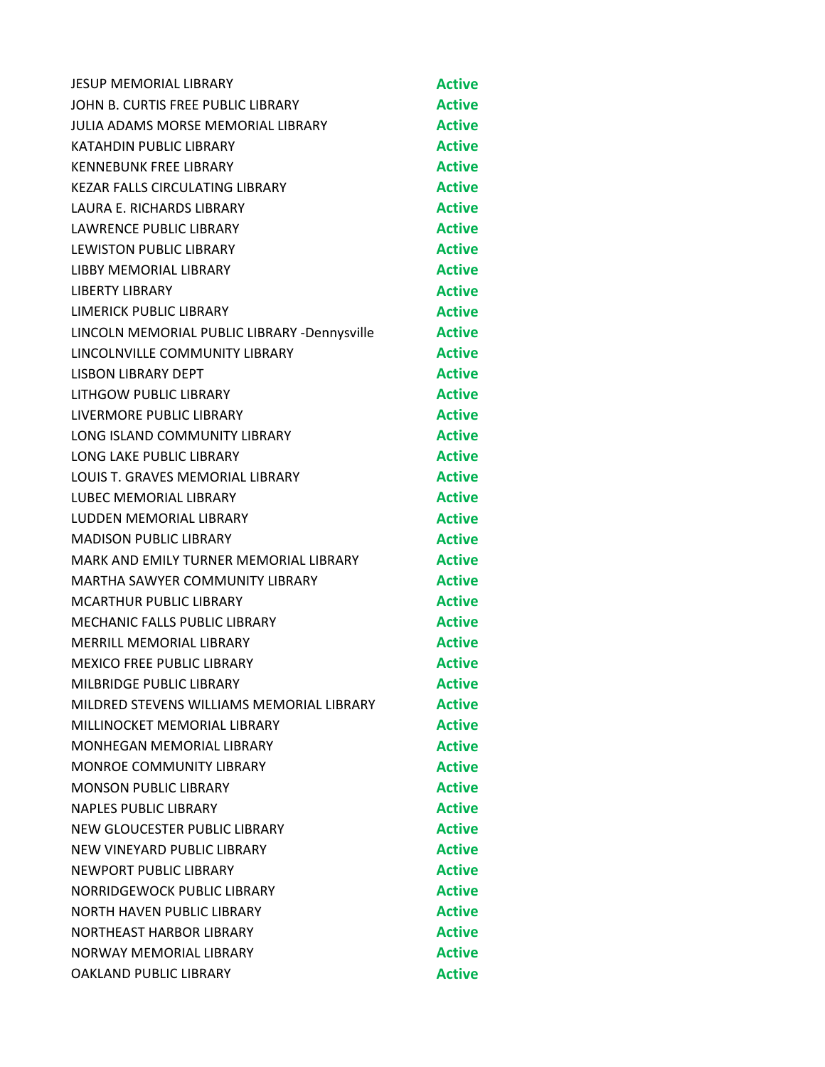| | |
|---|---|
| JESUP MEMORIAL LIBRARY | **Active** |
| JOHN B. CURTIS FREE PUBLIC LIBRARY | **Active** |
| JULIA ADAMS MORSE MEMORIAL LIBRARY | **Active** |
| KATAHDIN PUBLIC LIBRARY | **Active** |
| KENNEBUNK FREE LIBRARY | **Active** |
| KEZAR FALLS CIRCULATING LIBRARY | **Active** |
| LAURA E. RICHARDS LIBRARY | **Active** |
| LAWRENCE PUBLIC LIBRARY | **Active** |
| LEWISTON PUBLIC LIBRARY | **Active** |
| LIBBY MEMORIAL LIBRARY | **Active** |
| LIBERTY LIBRARY | **Active** |
| LIMERICK PUBLIC LIBRARY | **Active** |
| LINCOLN MEMORIAL PUBLIC LIBRARY -Dennysville | **Active** |
| LINCOLNVILLE COMMUNITY LIBRARY | **Active** |
| LISBON LIBRARY DEPT | **Active** |
| LITHGOW PUBLIC LIBRARY | **Active** |
| LIVERMORE PUBLIC LIBRARY | **Active** |
| LONG ISLAND COMMUNITY LIBRARY | **Active** |
| LONG LAKE PUBLIC LIBRARY | **Active** |
| LOUIS T. GRAVES MEMORIAL LIBRARY | **Active** |
| LUBEC MEMORIAL LIBRARY | **Active** |
| LUDDEN MEMORIAL LIBRARY | **Active** |
| MADISON PUBLIC LIBRARY | **Active** |
| MARK AND EMILY TURNER MEMORIAL LIBRARY | **Active** |
| MARTHA SAWYER COMMUNITY LIBRARY | **Active** |
| MCARTHUR PUBLIC LIBRARY | **Active** |
| MECHANIC FALLS PUBLIC LIBRARY | **Active** |
| MERRILL MEMORIAL LIBRARY | **Active** |
| MEXICO FREE PUBLIC LIBRARY | **Active** |
| MILBRIDGE PUBLIC LIBRARY | **Active** |
| MILDRED STEVENS WILLIAMS MEMORIAL LIBRARY | **Active** |
| MILLINOCKET MEMORIAL LIBRARY | **Active** |
| MONHEGAN MEMORIAL LIBRARY | **Active** |
| MONROE COMMUNITY LIBRARY | **Active** |
| MONSON PUBLIC LIBRARY | **Active** |
| NAPLES PUBLIC LIBRARY | **Active** |
| NEW GLOUCESTER PUBLIC LIBRARY | **Active** |
| NEW VINEYARD PUBLIC LIBRARY | **Active** |
| NEWPORT PUBLIC LIBRARY | **Active** |
| NORRIDGEWOCK PUBLIC LIBRARY | **Active** |
| NORTH HAVEN PUBLIC LIBRARY | **Active** |
| NORTHEAST HARBOR LIBRARY | **Active** |
| NORWAY MEMORIAL LIBRARY | **Active** |
| OAKLAND PUBLIC LIBRARY | **Active** |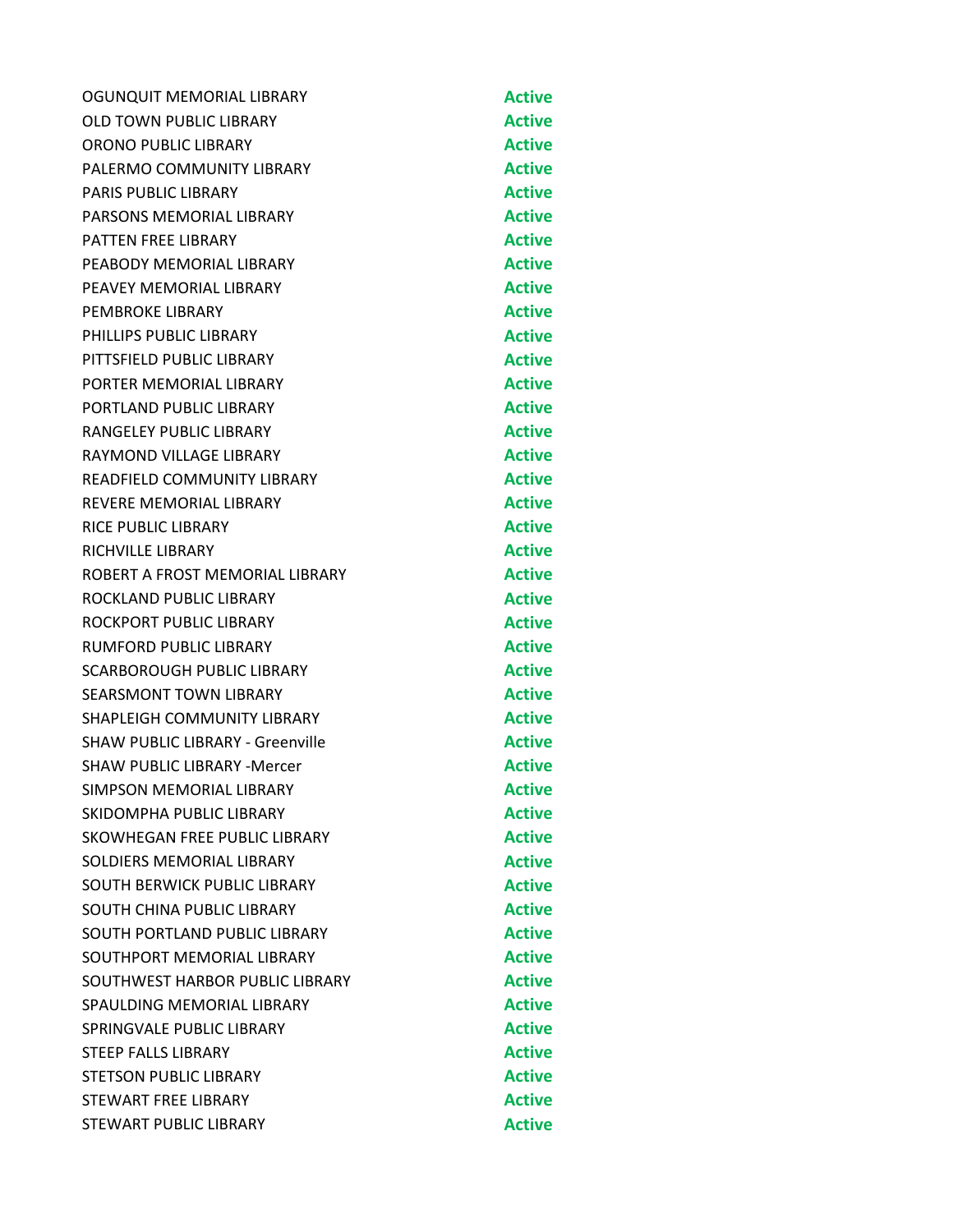| | |
|---|---|
| OGUNQUIT MEMORIAL LIBRARY | **Active** |
| OLD TOWN PUBLIC LIBRARY | **Active** |
| ORONO PUBLIC LIBRARY | **Active** |
| PALERMO COMMUNITY LIBRARY | **Active** |
| PARIS PUBLIC LIBRARY | **Active** |
| PARSONS MEMORIAL LIBRARY | **Active** |
| PATTEN FREE LIBRARY | **Active** |
| PEABODY MEMORIAL LIBRARY | **Active** |
| PEAVEY MEMORIAL LIBRARY | **Active** |
| PEMBROKE LIBRARY | **Active** |
| PHILLIPS PUBLIC LIBRARY | **Active** |
| PITTSFIELD PUBLIC LIBRARY | **Active** |
| PORTER MEMORIAL LIBRARY | **Active** |
| PORTLAND PUBLIC LIBRARY | **Active** |
| RANGELEY PUBLIC LIBRARY | **Active** |
| RAYMOND VILLAGE LIBRARY | **Active** |
| READFIELD COMMUNITY LIBRARY | **Active** |
| REVERE MEMORIAL LIBRARY | **Active** |
| RICE PUBLIC LIBRARY | **Active** |
| RICHVILLE LIBRARY | **Active** |
| ROBERT A FROST MEMORIAL LIBRARY | **Active** |
| ROCKLAND PUBLIC LIBRARY | **Active** |
| ROCKPORT PUBLIC LIBRARY | **Active** |
| RUMFORD PUBLIC LIBRARY | **Active** |
| SCARBOROUGH PUBLIC LIBRARY | **Active** |
| SEARSMONT TOWN LIBRARY | **Active** |
| SHAPLEIGH COMMUNITY LIBRARY | **Active** |
| SHAW PUBLIC LIBRARY - Greenville | **Active** |
| SHAW PUBLIC LIBRARY -Mercer | **Active** |
| SIMPSON MEMORIAL LIBRARY | **Active** |
| SKIDOMPHA PUBLIC LIBRARY | **Active** |
| SKOWHEGAN FREE PUBLIC LIBRARY | **Active** |
| SOLDIERS MEMORIAL LIBRARY | **Active** |
| SOUTH BERWICK PUBLIC LIBRARY | **Active** |
| SOUTH CHINA PUBLIC LIBRARY | **Active** |
| SOUTH PORTLAND PUBLIC LIBRARY | **Active** |
| SOUTHPORT MEMORIAL LIBRARY | **Active** |
| SOUTHWEST HARBOR PUBLIC LIBRARY | **Active** |
| SPAULDING MEMORIAL LIBRARY | **Active** |
| SPRINGVALE PUBLIC LIBRARY | **Active** |
| STEEP FALLS LIBRARY | **Active** |
| STETSON PUBLIC LIBRARY | **Active** |
| STEWART FREE LIBRARY | **Active** |
| STEWART PUBLIC LIBRARY | **Active** |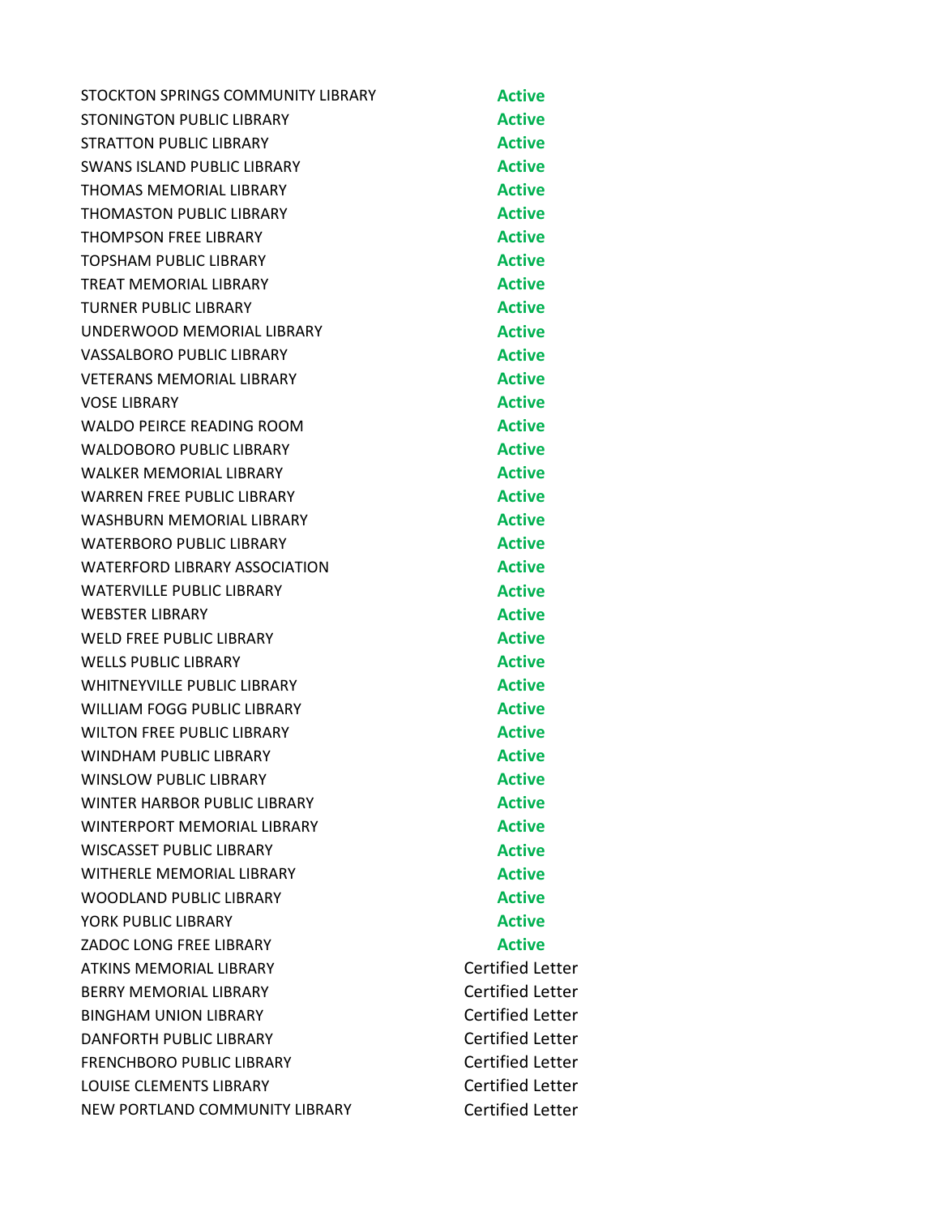| | |
|---|---|
| STOCKTON SPRINGS COMMUNITY LIBRARY | **Active** |
| STONINGTON PUBLIC LIBRARY | **Active** |
| STRATTON PUBLIC LIBRARY | **Active** |
| SWANS ISLAND PUBLIC LIBRARY | **Active** |
| THOMAS MEMORIAL LIBRARY | **Active** |
| THOMASTON PUBLIC LIBRARY | **Active** |
| THOMPSON FREE LIBRARY | **Active** |
| TOPSHAM PUBLIC LIBRARY | **Active** |
| TREAT MEMORIAL LIBRARY | **Active** |
| TURNER PUBLIC LIBRARY | **Active** |
| UNDERWOOD MEMORIAL LIBRARY | **Active** |
| VASSALBORO PUBLIC LIBRARY | **Active** |
| VETERANS MEMORIAL LIBRARY | **Active** |
| VOSE LIBRARY | **Active** |
| WALDO PEIRCE READING ROOM | **Active** |
| WALDOBORO PUBLIC LIBRARY | **Active** |
| WALKER MEMORIAL LIBRARY | **Active** |
| WARREN FREE PUBLIC LIBRARY | **Active** |
| WASHBURN MEMORIAL LIBRARY | **Active** |
| WATERBORO PUBLIC LIBRARY | **Active** |
| WATERFORD LIBRARY ASSOCIATION | **Active** |
| WATERVILLE PUBLIC LIBRARY | **Active** |
| WEBSTER LIBRARY | **Active** |
| WELD FREE PUBLIC LIBRARY | **Active** |
| WELLS PUBLIC LIBRARY | **Active** |
| WHITNEYVILLE PUBLIC LIBRARY | **Active** |
| WILLIAM FOGG PUBLIC LIBRARY | **Active** |
| WILTON FREE PUBLIC LIBRARY | **Active** |
| WINDHAM PUBLIC LIBRARY | **Active** |
| WINSLOW PUBLIC LIBRARY | **Active** |
| WINTER HARBOR PUBLIC LIBRARY | **Active** |
| WINTERPORT MEMORIAL LIBRARY | **Active** |
| WISCASSET PUBLIC LIBRARY | **Active** |
| WITHERLE MEMORIAL LIBRARY | **Active** |
| WOODLAND PUBLIC LIBRARY | **Active** |
| YORK PUBLIC LIBRARY | **Active** |
| ZADOC LONG FREE LIBRARY | **Active** |
| ATKINS MEMORIAL LIBRARY | Certified Letter |
| BERRY MEMORIAL LIBRARY | Certified Letter |
| BINGHAM UNION LIBRARY | Certified Letter |
| DANFORTH PUBLIC LIBRARY | Certified Letter |
| FRENCHBORO PUBLIC LIBRARY | Certified Letter |
| LOUISE CLEMENTS LIBRARY | Certified Letter |
| NEW PORTLAND COMMUNITY LIBRARY | Certified Letter |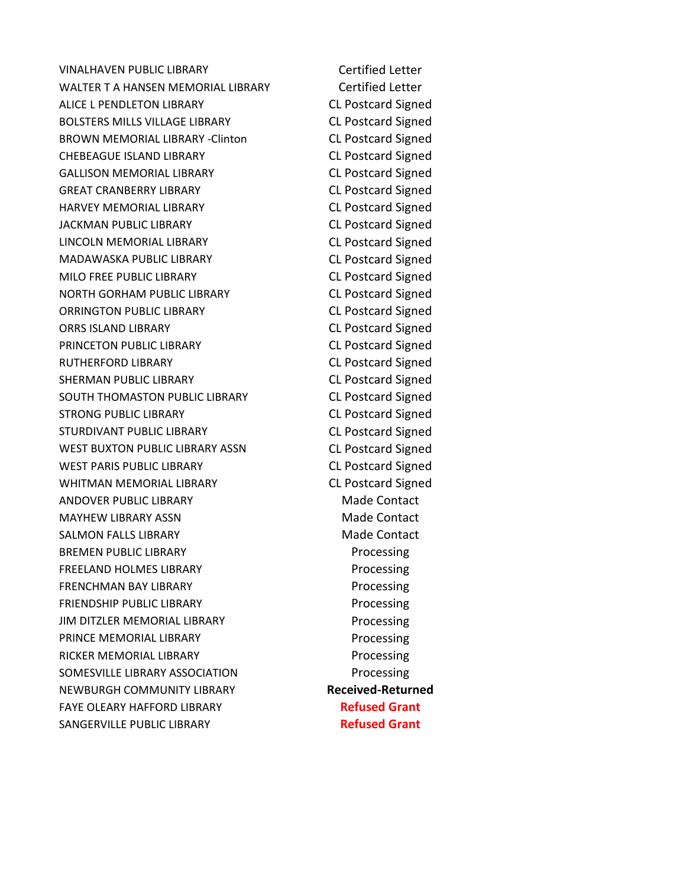| | |
|---|---|
| VINALHAVEN PUBLIC LIBRARY | Certified Letter |
| WALTER T A HANSEN MEMORIAL LIBRARY | Certified Letter |
| ALICE L PENDLETON LIBRARY | CL Postcard Signed |
| BOLSTERS MILLS VILLAGE LIBRARY | CL Postcard Signed |
| BROWN MEMORIAL LIBRARY -Clinton | CL Postcard Signed |
| CHEBEAGUE ISLAND LIBRARY | CL Postcard Signed |
| GALLISON MEMORIAL LIBRARY | CL Postcard Signed |
| GREAT CRANBERRY LIBRARY | CL Postcard Signed |
| HARVEY MEMORIAL LIBRARY | CL Postcard Signed |
| JACKMAN PUBLIC LIBRARY | CL Postcard Signed |
| LINCOLN MEMORIAL LIBRARY | CL Postcard Signed |
| MADAWASKA PUBLIC LIBRARY | CL Postcard Signed |
| MILO FREE PUBLIC LIBRARY | CL Postcard Signed |
| NORTH GORHAM PUBLIC LIBRARY | CL Postcard Signed |
| ORRINGTON PUBLIC LIBRARY | CL Postcard Signed |
| ORRS ISLAND LIBRARY | CL Postcard Signed |
| PRINCETON PUBLIC LIBRARY | CL Postcard Signed |
| RUTHERFORD LIBRARY | CL Postcard Signed |
| SHERMAN PUBLIC LIBRARY | CL Postcard Signed |
| SOUTH THOMASTON PUBLIC LIBRARY | CL Postcard Signed |
| STRONG PUBLIC LIBRARY | CL Postcard Signed |
| STURDIVANT PUBLIC LIBRARY | CL Postcard Signed |
| WEST BUXTON PUBLIC LIBRARY ASSN | CL Postcard Signed |
| WEST PARIS PUBLIC LIBRARY | CL Postcard Signed |
| WHITMAN MEMORIAL LIBRARY | CL Postcard Signed |
| ANDOVER PUBLIC LIBRARY | Made Contact |
| MAYHEW LIBRARY ASSN | Made Contact |
| SALMON FALLS LIBRARY | Made Contact |
| BREMEN PUBLIC LIBRARY | Processing |
| FREELAND HOLMES LIBRARY | Processing |
| FRENCHMAN BAY LIBRARY | Processing |
| FRIENDSHIP PUBLIC LIBRARY | Processing |
| JIM DITZLER MEMORIAL LIBRARY | Processing |
| PRINCE MEMORIAL LIBRARY | Processing |
| RICKER MEMORIAL LIBRARY | Processing |
| SOMESVILLE LIBRARY ASSOCIATION | Processing |
| NEWBURGH COMMUNITY LIBRARY | **Received-Returned** |
| FAYE OLEARY HAFFORD LIBRARY | **Refused Grant** |
| SANGERVILLE PUBLIC LIBRARY | **Refused Grant** |